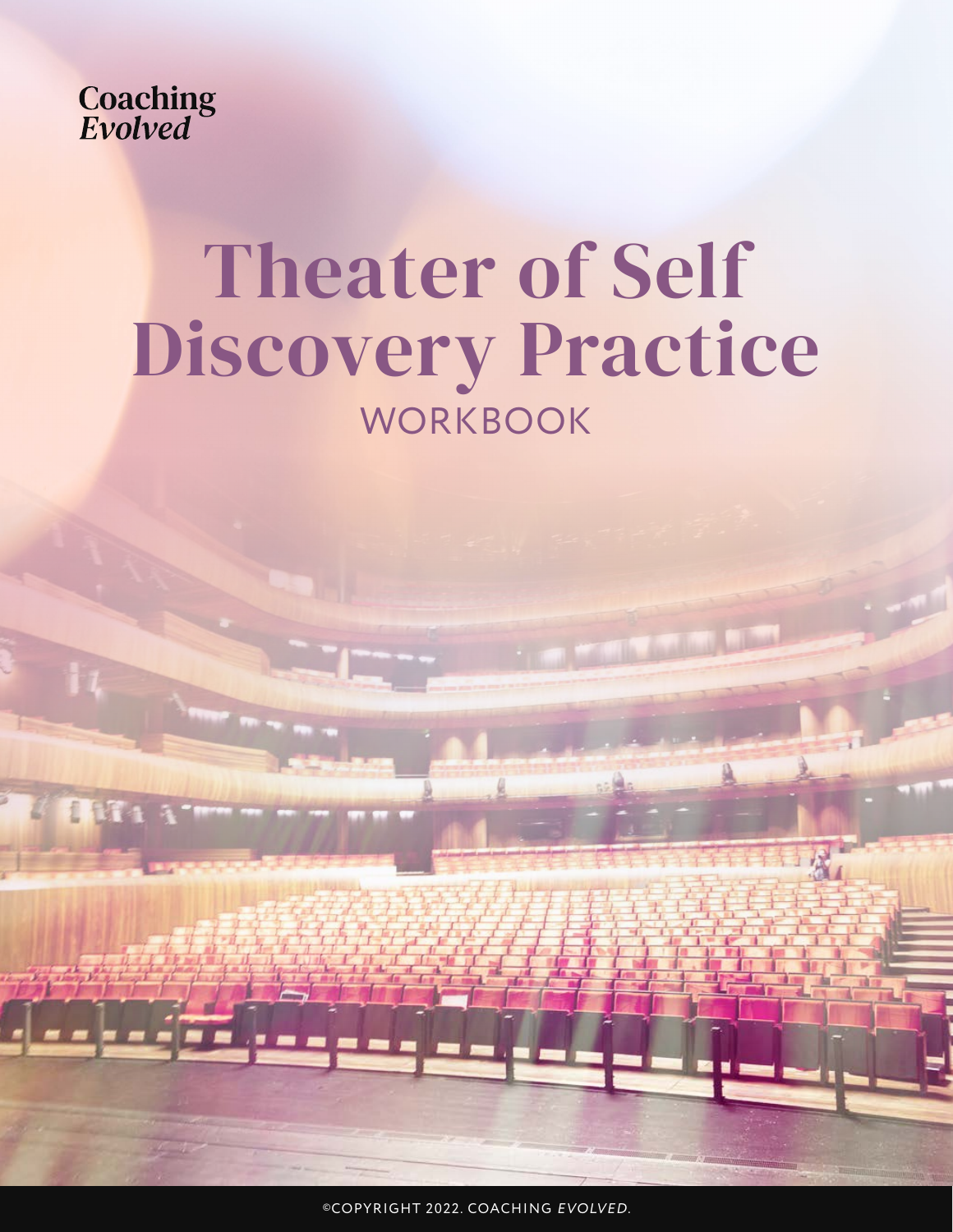Coaching *Evolved*

# Theater of Self Discovery Practice

## WORKBOOK

©COPYRIGHT 2022. COACHING *EVOLVED*.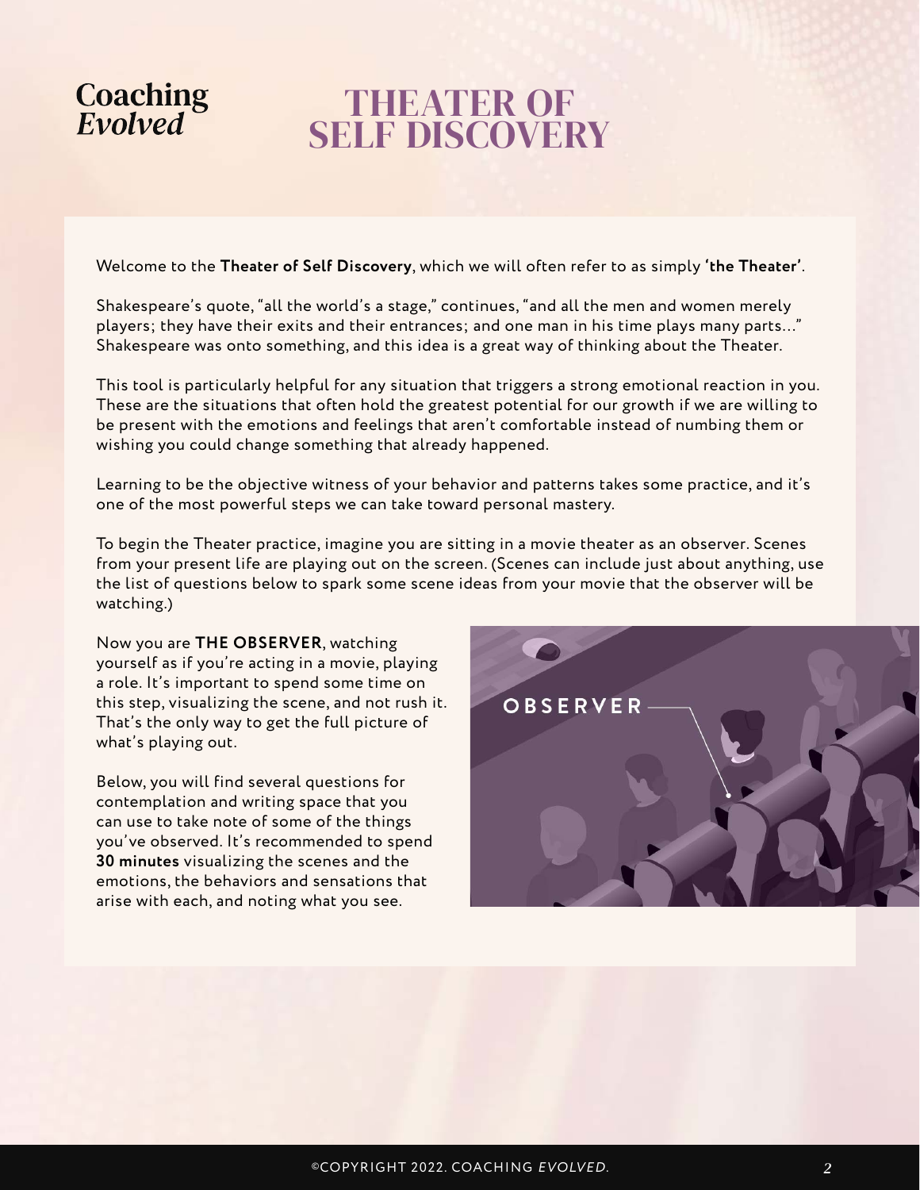Coaching *Evolved*

# THEATER OF SELF DISCOVERY

Welcome to the **Theater of Self Discovery**, which we will often refer to as simply **'the Theater'**.

Shakespeare's quote, "all the world's a stage," continues, "and all the men and women merely players; they have their exits and their entrances; and one man in his time plays many parts..." Shakespeare was onto something, and this idea is a great way of thinking about the Theater.

This tool is particularly helpful for any situation that triggers a strong emotional reaction in you. These are the situations that often hold the greatest potential for our growth if we are willing to be present with the emotions and feelings that aren't comfortable instead of numbing them or wishing you could change something that already happened.

Learning to be the objective witness of your behavior and patterns takes some practice, and it's one of the most powerful steps we can take toward personal mastery.

To begin the Theater practice, imagine you are sitting in a movie theater as an observer. Scenes from your present life are playing out on the screen. (Scenes can include just about anything, use the list of questions below to spark some scene ideas from your movie that the observer will be watching.)

Now you are **THE OBSERVER**, watching yourself as if you're acting in a movie, playing a role. It's important to spend some time on this step, visualizing the scene, and not rush it. That's the only way to get the full picture of what's playing out.

Below, you will find several questions for contemplation and writing space that you can use to take note of some of the things you've observed. It's recommended to spend **30 minutes** visualizing the scenes and the emotions, the behaviors and sensations that arise with each, and noting what you see.

OBSERVER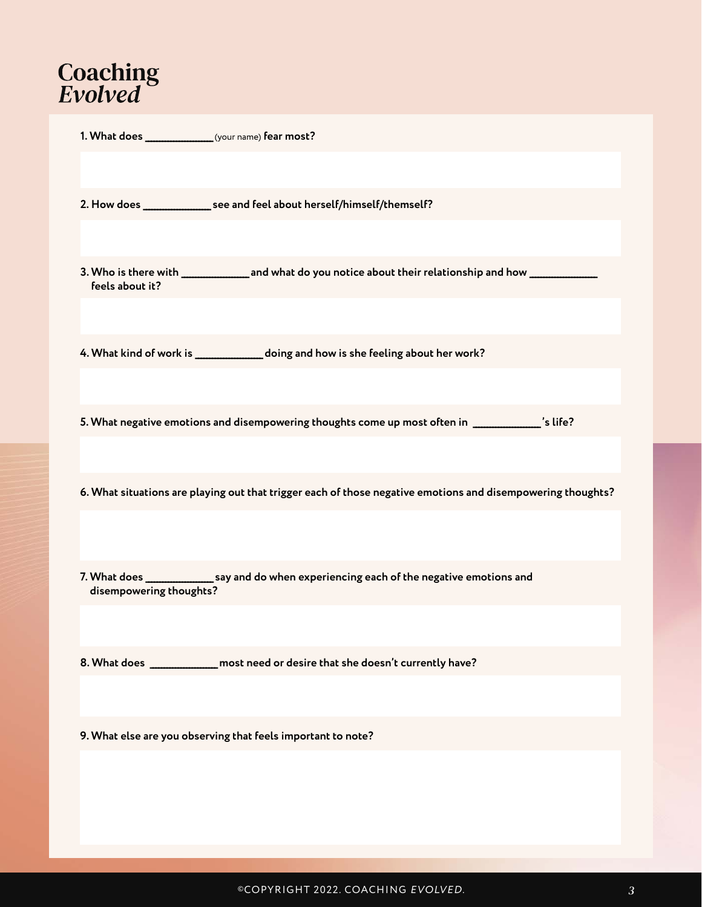# Coaching *Evolved*

**1. What does _____________** (your name) **fear most?**

**2. How does _____________ see and feel about herself/himself/themself?**

**3. Who is there with _____________ and what do you notice about their relationship and how _____________ feels about it?**

**4. What kind of work is _____________ doing and how is she feeling about her work?**

**5. What negative emotions and disempowering thoughts come up most often in _____________'s life?**

**6. What situations are playing out that trigger each of those negative emotions and disempowering thoughts?**

**7. What does _____________ say and do when experiencing each of the negative emotions and disempowering thoughts?**

**8. What does _____________ most need or desire that she doesn't currently have?**

**9. What else are you observing that feels important to note?**

©COPYRIGHT 2022. COACHING *EVOLVED*.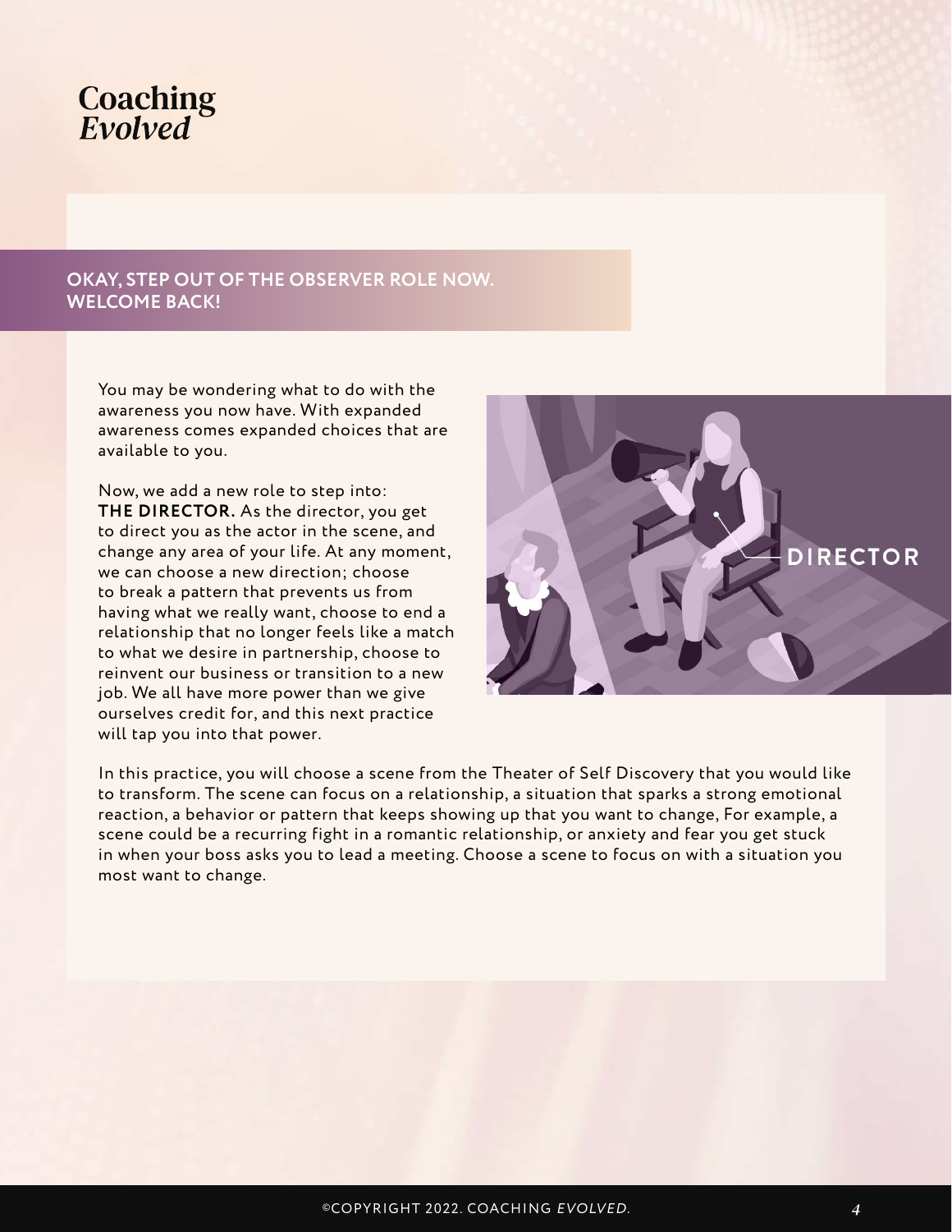## OKAY, STEP OUT OF THE OBSERVER ROLE NOW. WELCOME BACK!

You may be wondering what to do with the awareness you now have. With expanded awareness comes expanded choices that are available to you.

Now, we add a new role to step into: **THE DIRECTOR.** As the director, you get to direct you as the actor in the scene, and change any area of your life. At any moment, we can choose a new direction; choose to break a pattern that prevents us from having what we really want, choose to end a relationship that no longer feels like a match to what we desire in partnership, choose to reinvent our business or transition to a new job. We all have more power than we give ourselves credit for, and this next practice will tap you into that power.

In this practice, you will choose a scene from the Theater of Self Discovery that you would like to transform. The scene can focus on a relationship, a situation that sparks a strong emotional reaction, a behavior or pattern that keeps showing up that you want to change, For example, a scene could be a recurring fight in a romantic relationship, or anxiety and fear you get stuck in when your boss asks you to lead a meeting. Choose a scene to focus on with a situation you most want to change.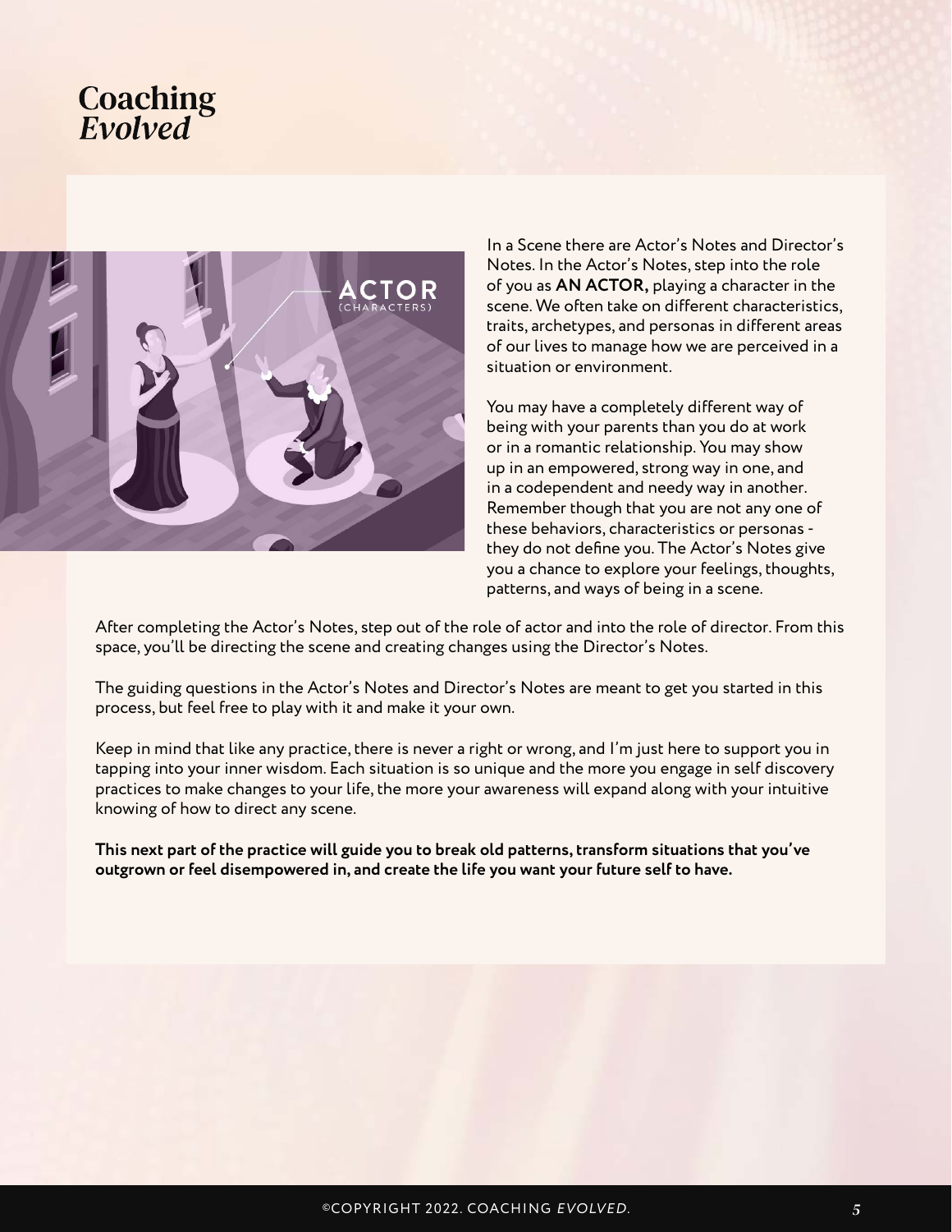In a Scene there are Actor's Notes and Director's Notes. In the Actor's Notes, step into the role of you as **AN ACTOR,** playing a character in the scene. We often take on different characteristics, traits, archetypes, and personas in different areas of our lives to manage how we are perceived in a situation or environment.

You may have a completely different way of being with your parents than you do at work or in a romantic relationship. You may show up in an empowered, strong way in one, and in a codependent and needy way in another. Remember though that you are not any one of these behaviors, characteristics or personas - they do not define you. The Actor's Notes give you a chance to explore your feelings, thoughts, patterns, and ways of being in a scene.

After completing the Actor's Notes, step out of the role of actor and into the role of director. From this space, you'll be directing the scene and creating changes using the Director's Notes.

The guiding questions in the Actor's Notes and Director's Notes are meant to get you started in this process, but feel free to play with it and make it your own.

Keep in mind that like any practice, there is never a right or wrong, and I'm just here to support you in tapping into your inner wisdom. Each situation is so unique and the more you engage in self discovery practices to make changes to your life, the more your awareness will expand along with your intuitive knowing of how to direct any scene.

**This next part of the practice will guide you to break old patterns, transform situations that you've outgrown or feel disempowered in, and create the life you want your future self to have.**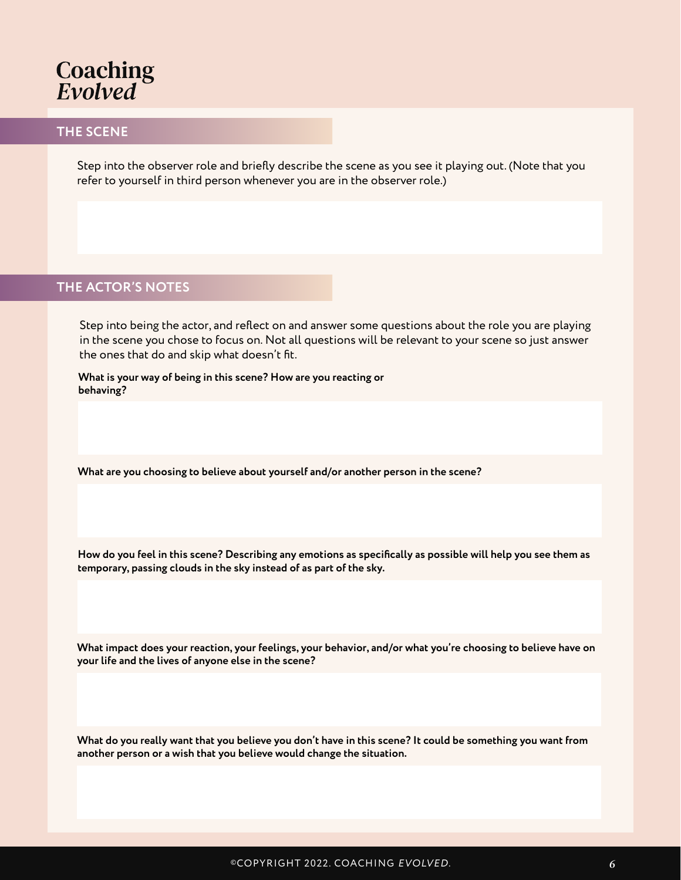# Coaching *Evolved*

## THE SCENE

Step into the observer role and briefly describe the scene as you see it playing out. (Note that you refer to yourself in third person whenever you are in the observer role.)

## THE ACTOR'S NOTES

Step into being the actor, and reflect on and answer some questions about the role you are playing in the scene you chose to focus on. Not all questions will be relevant to your scene so just answer the ones that do and skip what doesn't fit.

**What is your way of being in this scene? How are you reacting or behaving?**

**What are you choosing to believe about yourself and/or another person in the scene?**

**How do you feel in this scene? Describing any emotions as specifically as possible will help you see them as temporary, passing clouds in the sky instead of as part of the sky.**

**What impact does your reaction, your feelings, your behavior, and/or what you're choosing to believe have on your life and the lives of anyone else in the scene?**

**What do you really want that you believe you don't have in this scene? It could be something you want from another person or a wish that you believe would change the situation.**

©COPYRIGHT 2022. COACHING *EVOLVED*.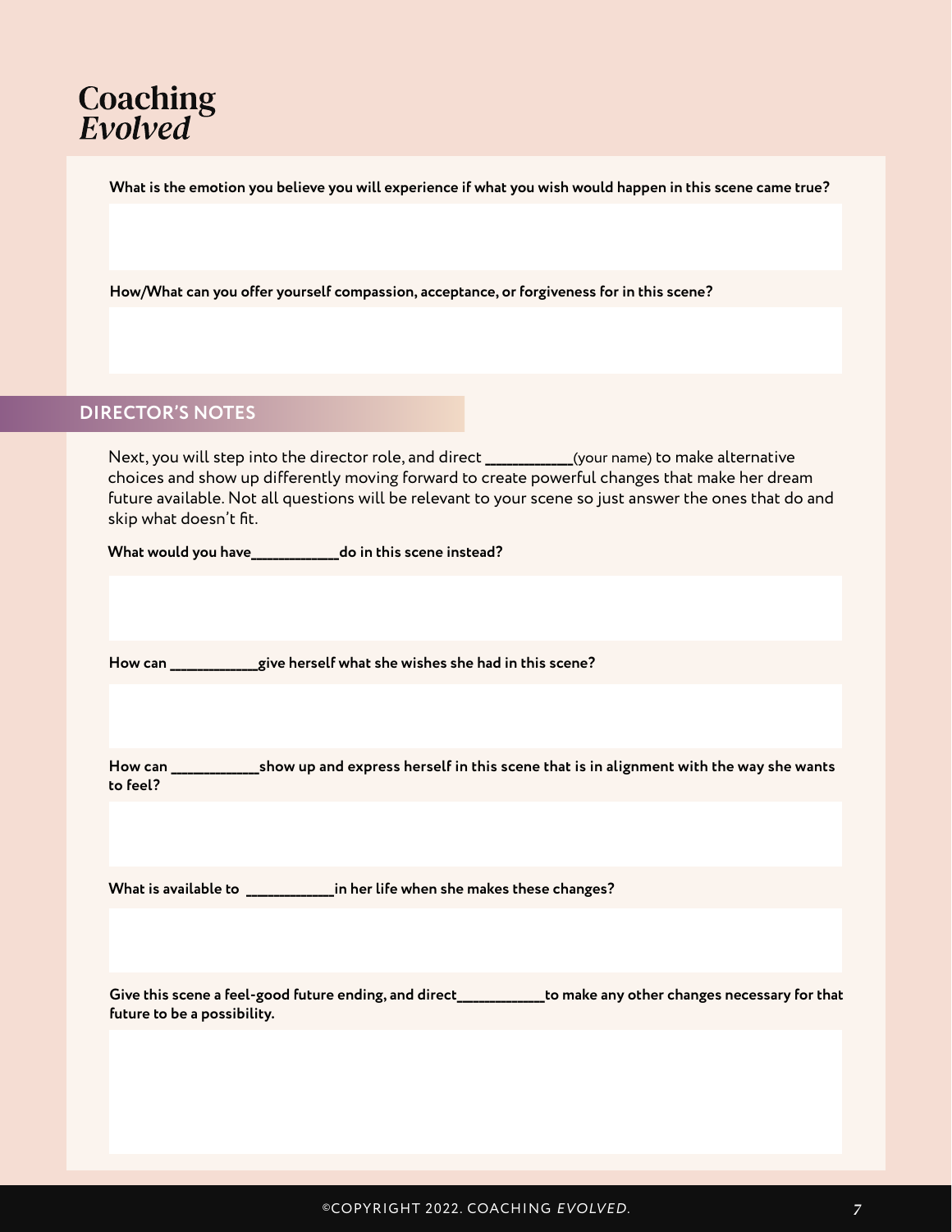**What is the emotion you believe you will experience if what you wish would happen in this scene came true?**

**How/What can you offer yourself compassion, acceptance, or forgiveness for in this scene?**

## DIRECTOR'S NOTES

Next, you will step into the director role, and direct ___________(your name) to make alternative choices and show up differently moving forward to create powerful changes that make her dream future available. Not all questions will be relevant to your scene so just answer the ones that do and skip what doesn't fit.

**What would you have___________do in this scene instead?**

**How can ___________give herself what she wishes she had in this scene?**

**How can ___________show up and express herself in this scene that is in alignment with the way she wants to feel?**

**What is available to ___________in her life when she makes these changes?**

**Give this scene a feel-good future ending, and direct___________to make any other changes necessary for that future to be a possibility.**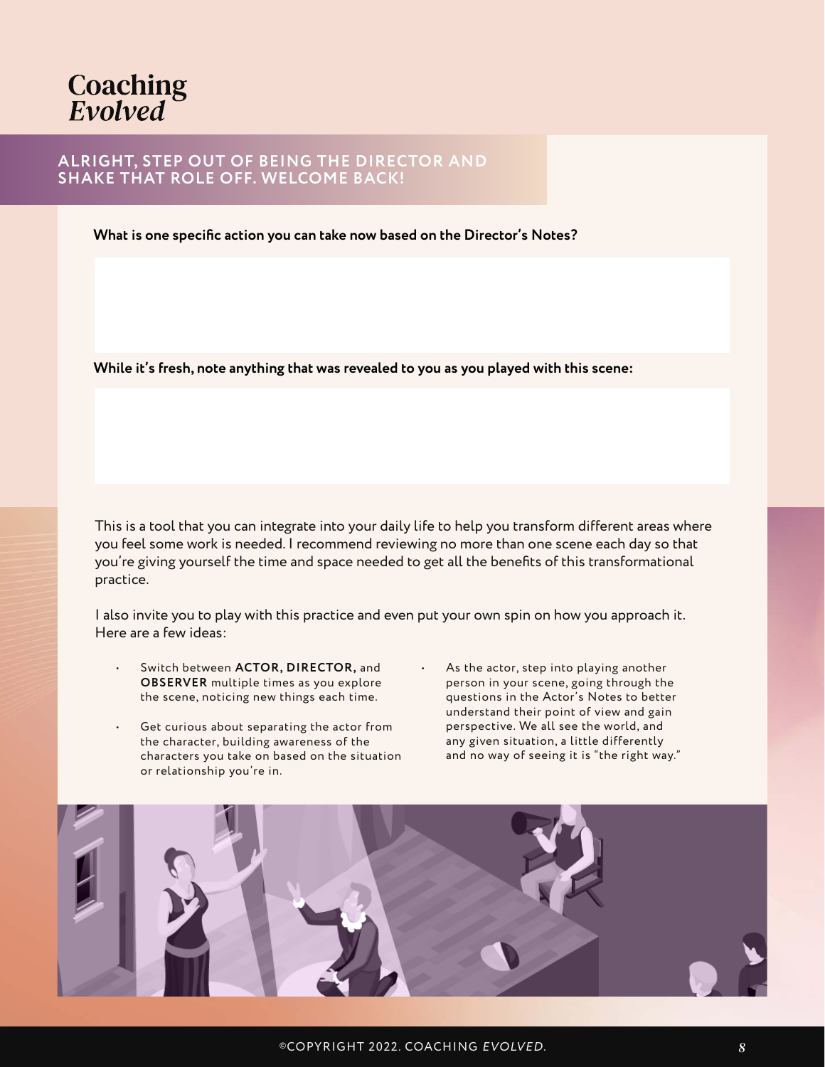## ALRIGHT, STEP OUT OF BEING THE DIRECTOR AND SHAKE THAT ROLE OFF. WELCOME BACK!

**What is one specific action you can take now based on the Director's Notes?**

**While it's fresh, note anything that was revealed to you as you played with this scene:**

This is a tool that you can integrate into your daily life to help you transform different areas where you feel some work is needed. I recommend reviewing no more than one scene each day so that you're giving yourself the time and space needed to get all the benefits of this transformational practice.

I also invite you to play with this practice and even put your own spin on how you approach it. Here are a few ideas:

- Switch between **ACTOR, DIRECTOR,** and **OBSERVER** multiple times as you explore the scene, noticing new things each time.
- Get curious about separating the actor from the character, building awareness of the characters you take on based on the situation or relationship you're in.
- As the actor, step into playing another person in your scene, going through the questions in the Actor's Notes to better understand their point of view and gain perspective. We all see the world, and any given situation, a little differently and no way of seeing it is "the right way."